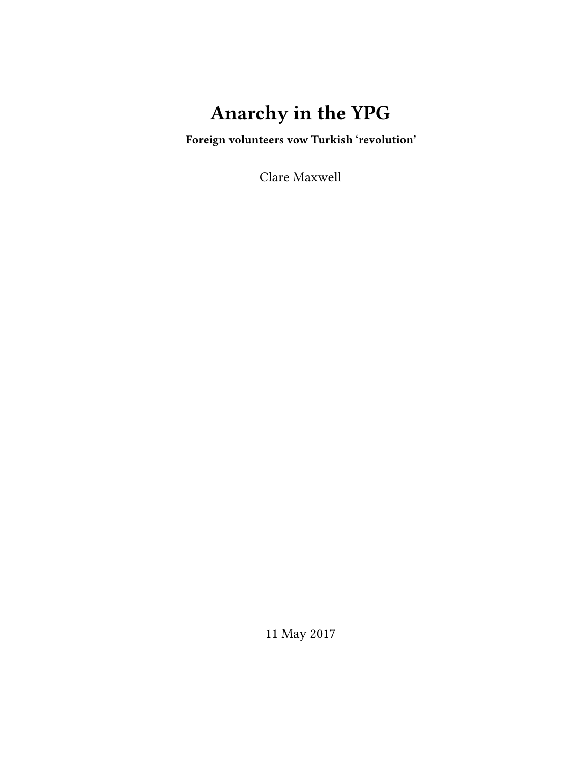# Anarchy in the YPG

**Foreign volunteers vow Turkish 'revolution'**

Clare Maxwell

11 May 2017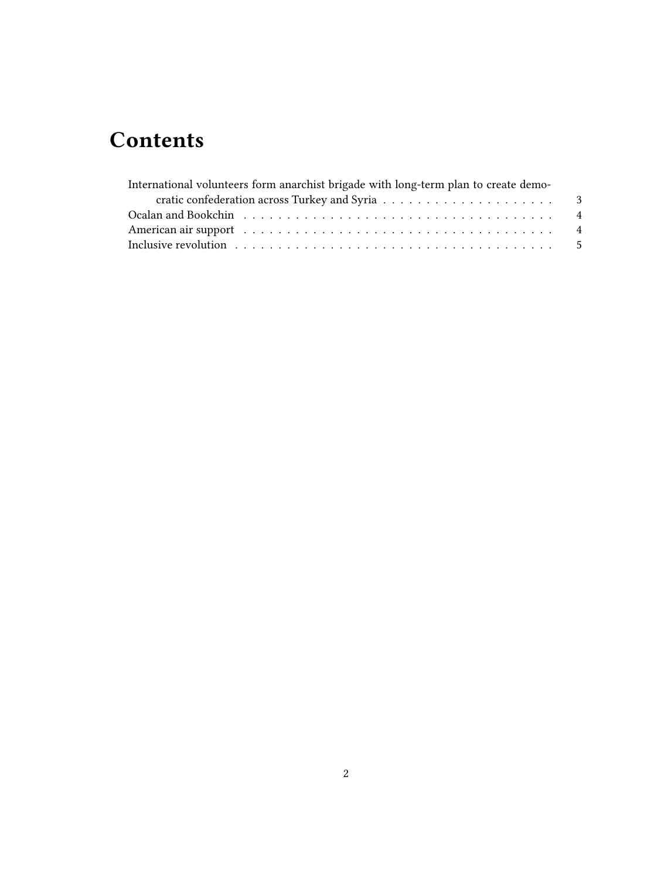# Contents

International volunteers form anarchist brigade with long-term plan to create democratic confederation across Turkey and Syria . . . . . 3
Ocalan and Bookchin . . . . . 4
American air support . . . . . 4
Inclusive revolution . . . . . 5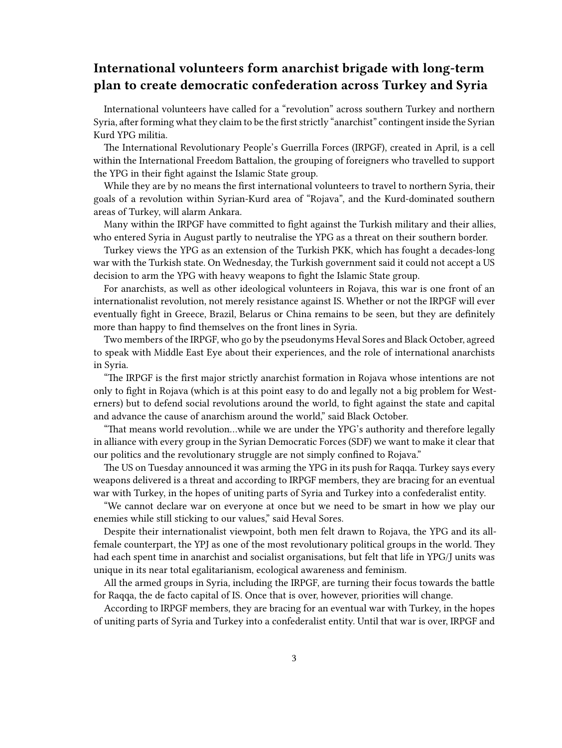## International volunteers form anarchist brigade with long-term plan to create democratic confederation across Turkey and Syria

International volunteers have called for a "revolution" across southern Turkey and northern Syria, after forming what they claim to be the first strictly "anarchist" contingent inside the Syrian Kurd YPG militia.

The International Revolutionary People's Guerrilla Forces (IRPGF), created in April, is a cell within the International Freedom Battalion, the grouping of foreigners who travelled to support the YPG in their fight against the Islamic State group.

While they are by no means the first international volunteers to travel to northern Syria, their goals of a revolution within Syrian-Kurd area of "Rojava", and the Kurd-dominated southern areas of Turkey, will alarm Ankara.

Many within the IRPGF have committed to fight against the Turkish military and their allies, who entered Syria in August partly to neutralise the YPG as a threat on their southern border.

Turkey views the YPG as an extension of the Turkish PKK, which has fought a decades-long war with the Turkish state. On Wednesday, the Turkish government said it could not accept a US decision to arm the YPG with heavy weapons to fight the Islamic State group.

For anarchists, as well as other ideological volunteers in Rojava, this war is one front of an internationalist revolution, not merely resistance against IS. Whether or not the IRPGF will ever eventually fight in Greece, Brazil, Belarus or China remains to be seen, but they are definitely more than happy to find themselves on the front lines in Syria.

Two members of the IRPGF, who go by the pseudonyms Heval Sores and Black October, agreed to speak with Middle East Eye about their experiences, and the role of international anarchists in Syria.

"The IRPGF is the first major strictly anarchist formation in Rojava whose intentions are not only to fight in Rojava (which is at this point easy to do and legally not a big problem for Westerners) but to defend social revolutions around the world, to fight against the state and capital and advance the cause of anarchism around the world," said Black October.

"That means world revolution…while we are under the YPG's authority and therefore legally in alliance with every group in the Syrian Democratic Forces (SDF) we want to make it clear that our politics and the revolutionary struggle are not simply confined to Rojava."

The US on Tuesday announced it was arming the YPG in its push for Raqqa. Turkey says every weapons delivered is a threat and according to IRPGF members, they are bracing for an eventual war with Turkey, in the hopes of uniting parts of Syria and Turkey into a confederalist entity.

"We cannot declare war on everyone at once but we need to be smart in how we play our enemies while still sticking to our values," said Heval Sores.

Despite their internationalist viewpoint, both men felt drawn to Rojava, the YPG and its all-female counterpart, the YPJ as one of the most revolutionary political groups in the world. They had each spent time in anarchist and socialist organisations, but felt that life in YPG/J units was unique in its near total egalitarianism, ecological awareness and feminism.

All the armed groups in Syria, including the IRPGF, are turning their focus towards the battle for Raqqa, the de facto capital of IS. Once that is over, however, priorities will change.

According to IRPGF members, they are bracing for an eventual war with Turkey, in the hopes of uniting parts of Syria and Turkey into a confederalist entity. Until that war is over, IRPGF and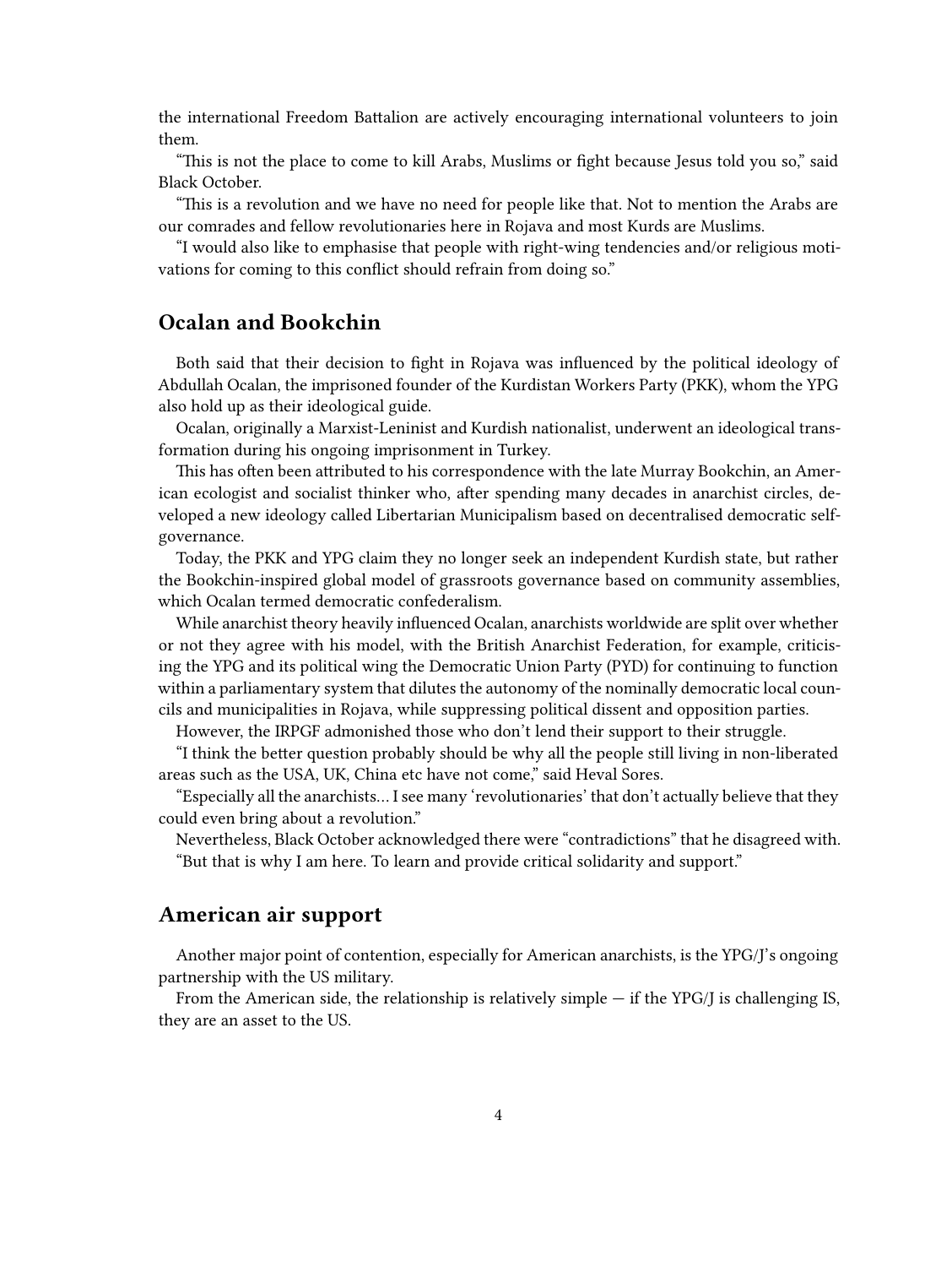the international Freedom Battalion are actively encouraging international volunteers to join them.

"This is not the place to come to kill Arabs, Muslims or fight because Jesus told you so," said Black October.

"This is a revolution and we have no need for people like that. Not to mention the Arabs are our comrades and fellow revolutionaries here in Rojava and most Kurds are Muslims.

"I would also like to emphasise that people with right-wing tendencies and/or religious motivations for coming to this conflict should refrain from doing so."

## Ocalan and Bookchin

Both said that their decision to fight in Rojava was influenced by the political ideology of Abdullah Ocalan, the imprisoned founder of the Kurdistan Workers Party (PKK), whom the YPG also hold up as their ideological guide.

Ocalan, originally a Marxist-Leninist and Kurdish nationalist, underwent an ideological transformation during his ongoing imprisonment in Turkey.

This has often been attributed to his correspondence with the late Murray Bookchin, an American ecologist and socialist thinker who, after spending many decades in anarchist circles, developed a new ideology called Libertarian Municipalism based on decentralised democratic self-governance.

Today, the PKK and YPG claim they no longer seek an independent Kurdish state, but rather the Bookchin-inspired global model of grassroots governance based on community assemblies, which Ocalan termed democratic confederalism.

While anarchist theory heavily influenced Ocalan, anarchists worldwide are split over whether or not they agree with his model, with the British Anarchist Federation, for example, criticising the YPG and its political wing the Democratic Union Party (PYD) for continuing to function within a parliamentary system that dilutes the autonomy of the nominally democratic local councils and municipalities in Rojava, while suppressing political dissent and opposition parties.

However, the IRPGF admonished those who don't lend their support to their struggle.

"I think the better question probably should be why all the people still living in non-liberated areas such as the USA, UK, China etc have not come," said Heval Sores.

"Especially all the anarchists… I see many 'revolutionaries' that don't actually believe that they could even bring about a revolution."

Nevertheless, Black October acknowledged there were "contradictions" that he disagreed with.

"But that is why I am here. To learn and provide critical solidarity and support."

## American air support

Another major point of contention, especially for American anarchists, is the YPG/J's ongoing partnership with the US military.

From the American side, the relationship is relatively simple — if the YPG/J is challenging IS, they are an asset to the US.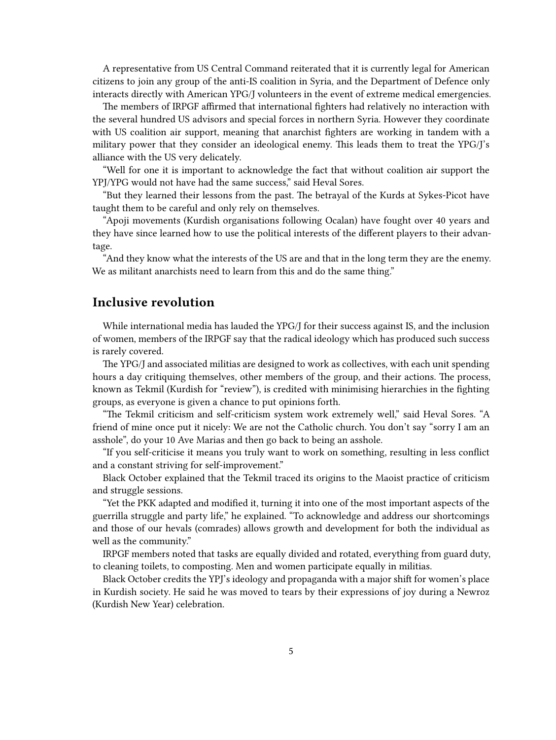A representative from US Central Command reiterated that it is currently legal for American citizens to join any group of the anti-IS coalition in Syria, and the Department of Defence only interacts directly with American YPG/J volunteers in the event of extreme medical emergencies.

The members of IRPGF affirmed that international fighters had relatively no interaction with the several hundred US advisors and special forces in northern Syria. However they coordinate with US coalition air support, meaning that anarchist fighters are working in tandem with a military power that they consider an ideological enemy. This leads them to treat the YPG/J's alliance with the US very delicately.

"Well for one it is important to acknowledge the fact that without coalition air support the YPJ/YPG would not have had the same success," said Heval Sores.

"But they learned their lessons from the past. The betrayal of the Kurds at Sykes-Picot have taught them to be careful and only rely on themselves.

"Apoji movements (Kurdish organisations following Ocalan) have fought over 40 years and they have since learned how to use the political interests of the different players to their advantage.

"And they know what the interests of the US are and that in the long term they are the enemy. We as militant anarchists need to learn from this and do the same thing."

## Inclusive revolution

While international media has lauded the YPG/J for their success against IS, and the inclusion of women, members of the IRPGF say that the radical ideology which has produced such success is rarely covered.

The YPG/J and associated militias are designed to work as collectives, with each unit spending hours a day critiquing themselves, other members of the group, and their actions. The process, known as Tekmil (Kurdish for "review"), is credited with minimising hierarchies in the fighting groups, as everyone is given a chance to put opinions forth.

"The Tekmil criticism and self-criticism system work extremely well," said Heval Sores. "A friend of mine once put it nicely: We are not the Catholic church. You don't say "sorry I am an asshole", do your 10 Ave Marias and then go back to being an asshole.

"If you self-criticise it means you truly want to work on something, resulting in less conflict and a constant striving for self-improvement."

Black October explained that the Tekmil traced its origins to the Maoist practice of criticism and struggle sessions.

"Yet the PKK adapted and modified it, turning it into one of the most important aspects of the guerrilla struggle and party life," he explained. "To acknowledge and address our shortcomings and those of our hevals (comrades) allows growth and development for both the individual as well as the community."

IRPGF members noted that tasks are equally divided and rotated, everything from guard duty, to cleaning toilets, to composting. Men and women participate equally in militias.

Black October credits the YPJ's ideology and propaganda with a major shift for women's place in Kurdish society. He said he was moved to tears by their expressions of joy during a Newroz (Kurdish New Year) celebration.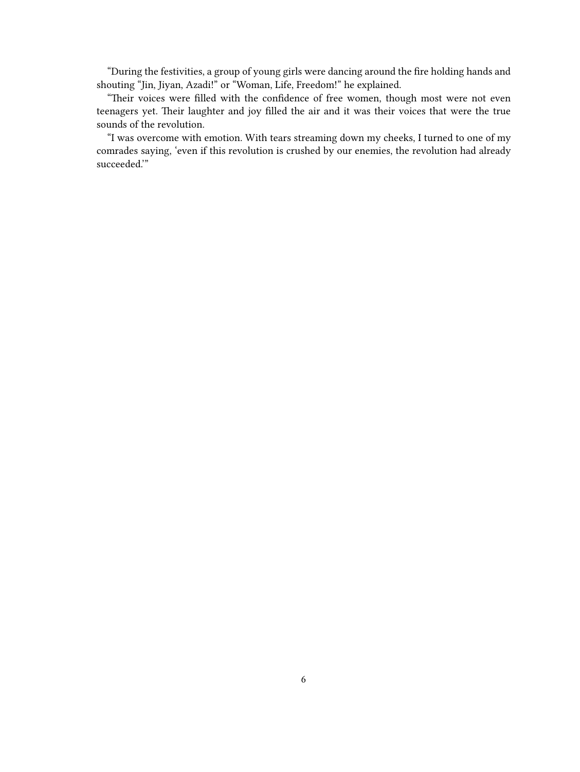"During the festivities, a group of young girls were dancing around the fire holding hands and shouting "Jin, Jiyan, Azadi!" or "Woman, Life, Freedom!" he explained.

"Their voices were filled with the confidence of free women, though most were not even teenagers yet. Their laughter and joy filled the air and it was their voices that were the true sounds of the revolution.

"I was overcome with emotion. With tears streaming down my cheeks, I turned to one of my comrades saying, 'even if this revolution is crushed by our enemies, the revolution had already succeeded.'"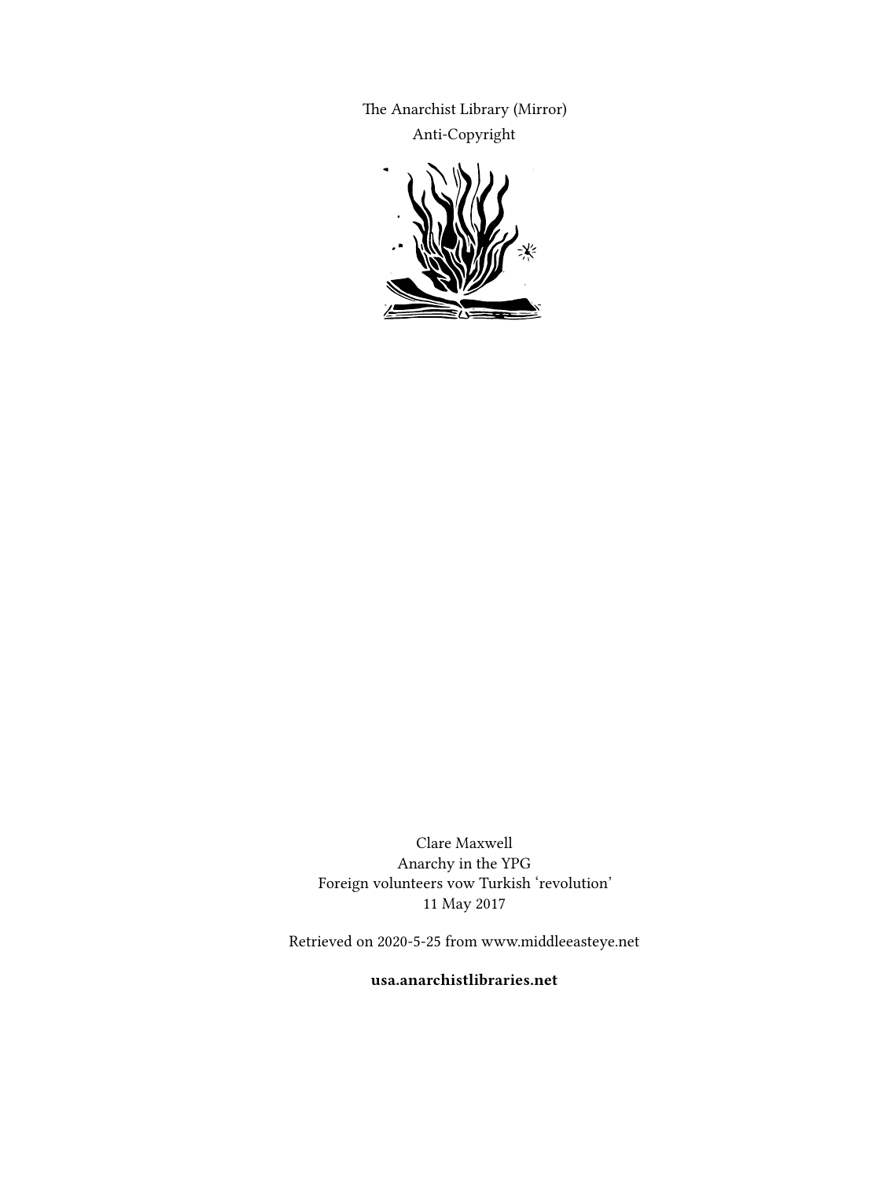The Anarchist Library (Mirror)
Anti-Copyright

Clare Maxwell
Anarchy in the YPG
Foreign volunteers vow Turkish 'revolution'
11 May 2017

Retrieved on 2020-5-25 from www.middleeasteye.net

**usa.anarchistlibraries.net**